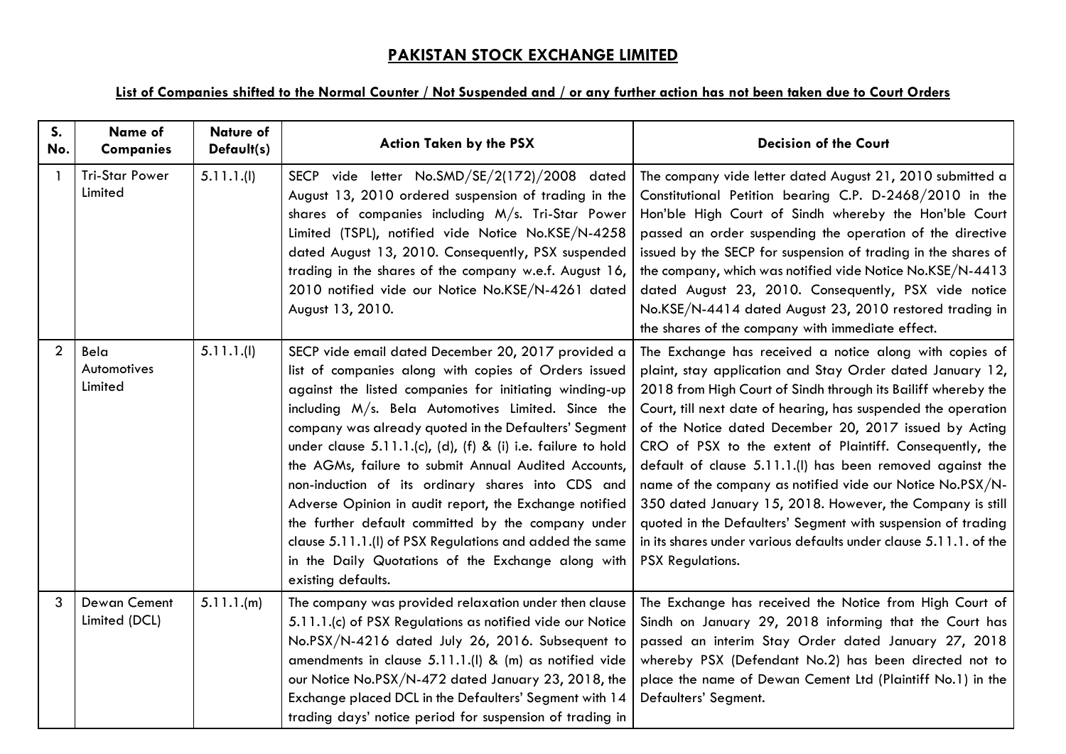# PAKISTAN STOCK EXCHANGE LIMITED

## List of Companies shifted to the Normal Counter / Not Suspended and / or any further action has not been taken due to Court Orders

| S. No. | Name of Companies | Nature of Default(s) | Action Taken by the PSX | Decision of the Court |
|---|---|---|---|---|
| 1 | Tri-Star Power Limited | 5.11.1.(l) | SECP vide letter No.SMD/SE/2(172)/2008 dated August 13, 2010 ordered suspension of trading in the shares of companies including M/s. Tri-Star Power Limited (TSPL), notified vide Notice No.KSE/N-4258 dated August 13, 2010. Consequently, PSX suspended trading in the shares of the company w.e.f. August 16, 2010 notified vide our Notice No.KSE/N-4261 dated August 13, 2010. | The company vide letter dated August 21, 2010 submitted a Constitutional Petition bearing C.P. D-2468/2010 in the Hon'ble High Court of Sindh whereby the Hon'ble Court passed an order suspending the operation of the directive issued by the SECP for suspension of trading in the shares of the company, which was notified vide Notice No.KSE/N-4413 dated August 23, 2010. Consequently, PSX vide notice No.KSE/N-4414 dated August 23, 2010 restored trading in the shares of the company with immediate effect. |
| 2 | Bela Automotives Limited | 5.11.1.(l) | SECP vide email dated December 20, 2017 provided a list of companies along with copies of Orders issued against the listed companies for initiating winding-up including M/s. Bela Automotives Limited. Since the company was already quoted in the Defaulters' Segment under clause 5.11.1.(c), (d), (f) & (i) i.e. failure to hold the AGMs, failure to submit Annual Audited Accounts, non-induction of its ordinary shares into CDS and Adverse Opinion in audit report, the Exchange notified the further default committed by the company under clause 5.11.1.(l) of PSX Regulations and added the same in the Daily Quotations of the Exchange along with existing defaults. | The Exchange has received a notice along with copies of plaint, stay application and Stay Order dated January 12, 2018 from High Court of Sindh through its Bailiff whereby the Court, till next date of hearing, has suspended the operation of the Notice dated December 20, 2017 issued by Acting CRO of PSX to the extent of Plaintiff. Consequently, the default of clause 5.11.1.(l) has been removed against the name of the company as notified vide our Notice No.PSX/N-350 dated January 15, 2018. However, the Company is still quoted in the Defaulters' Segment with suspension of trading in its shares under various defaults under clause 5.11.1. of the PSX Regulations. |
| 3 | Dewan Cement Limited (DCL) | 5.11.1.(m) | The company was provided relaxation under then clause 5.11.1.(c) of PSX Regulations as notified vide our Notice No.PSX/N-4216 dated July 26, 2016. Subsequent to amendments in clause 5.11.1.(l) & (m) as notified vide our Notice No.PSX/N-472 dated January 23, 2018, the Exchange placed DCL in the Defaulters' Segment with 14 trading days' notice period for suspension of trading in | The Exchange has received the Notice from High Court of Sindh on January 29, 2018 informing that the Court has passed an interim Stay Order dated January 27, 2018 whereby PSX (Defendant No.2) has been directed not to place the name of Dewan Cement Ltd (Plaintiff No.1) in the Defaulters' Segment. |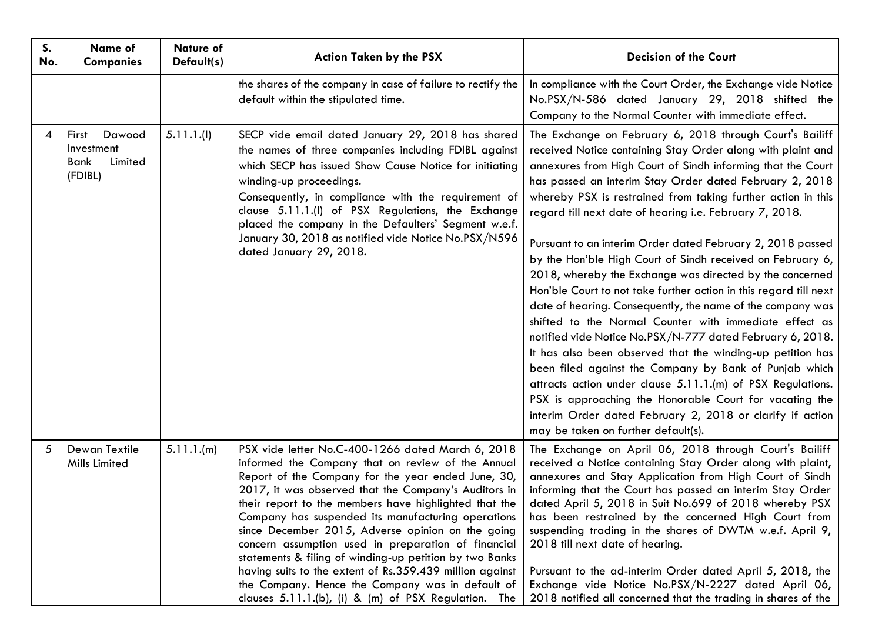| S. No. | Name of Companies | Nature of Default(s) | Action Taken by the PSX | Decision of the Court |
|---|---|---|---|---|
| | | | the shares of the company in case of failure to rectify the default within the stipulated time. | In compliance with the Court Order, the Exchange vide Notice No.PSX/N-586 dated January 29, 2018 shifted the Company to the Normal Counter with immediate effect. |
| 4 | First Dawood Investment Bank Limited (FDIBL) | 5.11.1.(l) | SECP vide email dated January 29, 2018 has shared the names of three companies including FDIBL against which SECP has issued Show Cause Notice for initiating winding-up proceedings.<br>Consequently, in compliance with the requirement of clause 5.11.1.(l) of PSX Regulations, the Exchange placed the company in the Defaulters' Segment w.e.f. January 30, 2018 as notified vide Notice No.PSX/N596 dated January 29, 2018. | The Exchange on February 6, 2018 through Court's Bailiff received Notice containing Stay Order along with plaint and annexures from High Court of Sindh informing that the Court has passed an interim Stay Order dated February 2, 2018 whereby PSX is restrained from taking further action in this regard till next date of hearing i.e. February 7, 2018.<br><br>Pursuant to an interim Order dated February 2, 2018 passed by the Hon'ble High Court of Sindh received on February 6, 2018, whereby the Exchange was directed by the concerned Hon'ble Court to not take further action in this regard till next date of hearing. Consequently, the name of the company was shifted to the Normal Counter with immediate effect as notified vide Notice No.PSX/N-777 dated February 6, 2018. It has also been observed that the winding-up petition has been filed against the Company by Bank of Punjab which attracts action under clause 5.11.1.(m) of PSX Regulations. PSX is approaching the Honorable Court for vacating the interim Order dated February 2, 2018 or clarify if action may be taken on further default(s). |
| 5 | Dewan Textile Mills Limited | 5.11.1.(m) | PSX vide letter No.C-400-1266 dated March 6, 2018 informed the Company that on review of the Annual Report of the Company for the year ended June, 30, 2017, it was observed that the Company's Auditors in their report to the members have highlighted that the Company has suspended its manufacturing operations since December 2015, Adverse opinion on the going concern assumption used in preparation of financial statements & filing of winding-up petition by two Banks having suits to the extent of Rs.359.439 million against the Company. Hence the Company was in default of clauses 5.11.1.(b), (i) & (m) of PSX Regulation. The | The Exchange on April 06, 2018 through Court's Bailiff received a Notice containing Stay Order along with plaint, annexures and Stay Application from High Court of Sindh informing that the Court has passed an interim Stay Order dated April 5, 2018 in Suit No.699 of 2018 whereby PSX has been restrained by the concerned High Court from suspending trading in the shares of DWTM w.e.f. April 9, 2018 till next date of hearing.<br><br>Pursuant to the ad-interim Order dated April 5, 2018, the Exchange vide Notice No.PSX/N-2227 dated April 06, 2018 notified all concerned that the trading in shares of the |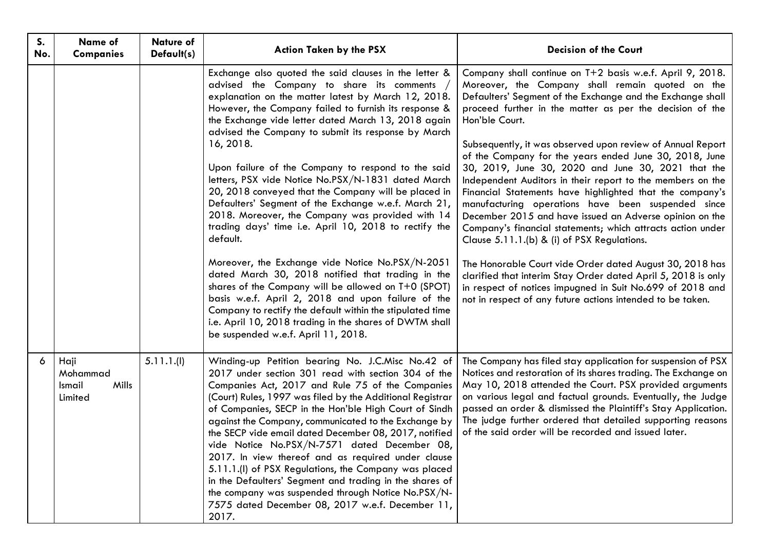| S. No. | Name of Companies | Nature of Default(s) | Action Taken by the PSX | Decision of the Court |
|---|---|---|---|---|
| | | | Exchange also quoted the said clauses in the letter & advised the Company to share its comments / explanation on the matter latest by March 12, 2018. However, the Company failed to furnish its response & the Exchange vide letter dated March 13, 2018 again advised the Company to submit its response by March 16, 2018.<br><br>Upon failure of the Company to respond to the said letters, PSX vide Notice No.PSX/N-1831 dated March 20, 2018 conveyed that the Company will be placed in Defaulters' Segment of the Exchange w.e.f. March 21, 2018. Moreover, the Company was provided with 14 trading days' time i.e. April 10, 2018 to rectify the default.<br><br>Moreover, the Exchange vide Notice No.PSX/N-2051 dated March 30, 2018 notified that trading in the shares of the Company will be allowed on T+0 (SPOT) basis w.e.f. April 2, 2018 and upon failure of the Company to rectify the default within the stipulated time i.e. April 10, 2018 trading in the shares of DWTM shall be suspended w.e.f. April 11, 2018. | Company shall continue on T+2 basis w.e.f. April 9, 2018. Moreover, the Company shall remain quoted on the Defaulters' Segment of the Exchange and the Exchange shall proceed further in the matter as per the decision of the Hon'ble Court.<br><br>Subsequently, it was observed upon review of Annual Report of the Company for the years ended June 30, 2018, June 30, 2019, June 30, 2020 and June 30, 2021 that the Independent Auditors in their report to the members on the Financial Statements have highlighted that the company's manufacturing operations have been suspended since December 2015 and have issued an Adverse opinion on the Company's financial statements; which attracts action under Clause 5.11.1.(b) & (i) of PSX Regulations.<br><br>The Honorable Court vide Order dated August 30, 2018 has clarified that interim Stay Order dated April 5, 2018 is only in respect of notices impugned in Suit No.699 of 2018 and not in respect of any future actions intended to be taken. |
| 6 | Haji Mohammad Ismail Mills Limited | 5.11.1.(l) | Winding-up Petition bearing No. J.C.Misc No.42 of 2017 under section 301 read with section 304 of the Companies Act, 2017 and Rule 75 of the Companies (Court) Rules, 1997 was filed by the Additional Registrar of Companies, SECP in the Hon'ble High Court of Sindh against the Company, communicated to the Exchange by the SECP vide email dated December 08, 2017, notified vide Notice No.PSX/N-7571 dated December 08, 2017. In view thereof and as required under clause 5.11.1.(l) of PSX Regulations, the Company was placed in the Defaulters' Segment and trading in the shares of the company was suspended through Notice No.PSX/N-7575 dated December 08, 2017 w.e.f. December 11, 2017. | The Company has filed stay application for suspension of PSX Notices and restoration of its shares trading. The Exchange on May 10, 2018 attended the Court. PSX provided arguments on various legal and factual grounds. Eventually, the Judge passed an order & dismissed the Plaintiff's Stay Application. The judge further ordered that detailed supporting reasons of the said order will be recorded and issued later. |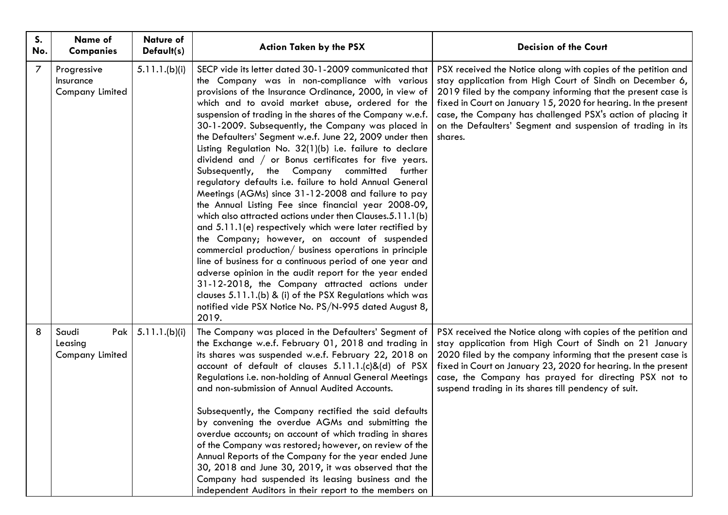| S. No. | Name of Companies | Nature of Default(s) | Action Taken by the PSX | Decision of the Court |
|---|---|---|---|---|
| 7 | Progressive Insurance Company Limited | 5.11.1.(b)(i) | SECP vide its letter dated 30-1-2009 communicated that the Company was in non-compliance with various provisions of the Insurance Ordinance, 2000, in view of which and to avoid market abuse, ordered for the suspension of trading in the shares of the Company w.e.f. 30-1-2009. Subsequently, the Company was placed in the Defaulters' Segment w.e.f. June 22, 2009 under then Listing Regulation No. 32(1)(b) i.e. failure to declare dividend and / or Bonus certificates for five years. Subsequently, the Company committed further regulatory defaults i.e. failure to hold Annual General Meetings (AGMs) since 31-12-2008 and failure to pay the Annual Listing Fee since financial year 2008-09, which also attracted actions under then Clauses.5.11.1(b) and 5.11.1(e) respectively which were later rectified by the Company; however, on account of suspended commercial production/ business operations in principle line of business for a continuous period of one year and adverse opinion in the audit report for the year ended 31-12-2018, the Company attracted actions under clauses 5.11.1.(b) & (i) of the PSX Regulations which was notified vide PSX Notice No. PS/N-995 dated August 8, 2019. | PSX received the Notice along with copies of the petition and stay application from High Court of Sindh on December 6, 2019 filed by the company informing that the present case is fixed in Court on January 15, 2020 for hearing. In the present case, the Company has challenged PSX's action of placing it on the Defaulters' Segment and suspension of trading in its shares. |
| 8 | Saudi Pak Leasing Company Limited | 5.11.1.(b)(i) | The Company was placed in the Defaulters' Segment of the Exchange w.e.f. February 01, 2018 and trading in its shares was suspended w.e.f. February 22, 2018 on account of default of clauses 5.11.1.(c)&(d) of PSX Regulations i.e. non-holding of Annual General Meetings and non-submission of Annual Audited Accounts.<br><br>Subsequently, the Company rectified the said defaults by convening the overdue AGMs and submitting the overdue accounts; on account of which trading in shares of the Company was restored; however, on review of the Annual Reports of the Company for the year ended June 30, 2018 and June 30, 2019, it was observed that the Company had suspended its leasing business and the independent Auditors in their report to the members on | PSX received the Notice along with copies of the petition and stay application from High Court of Sindh on 21 January 2020 filed by the company informing that the present case is fixed in Court on January 23, 2020 for hearing. In the present case, the Company has prayed for directing PSX not to suspend trading in its shares till pendency of suit. |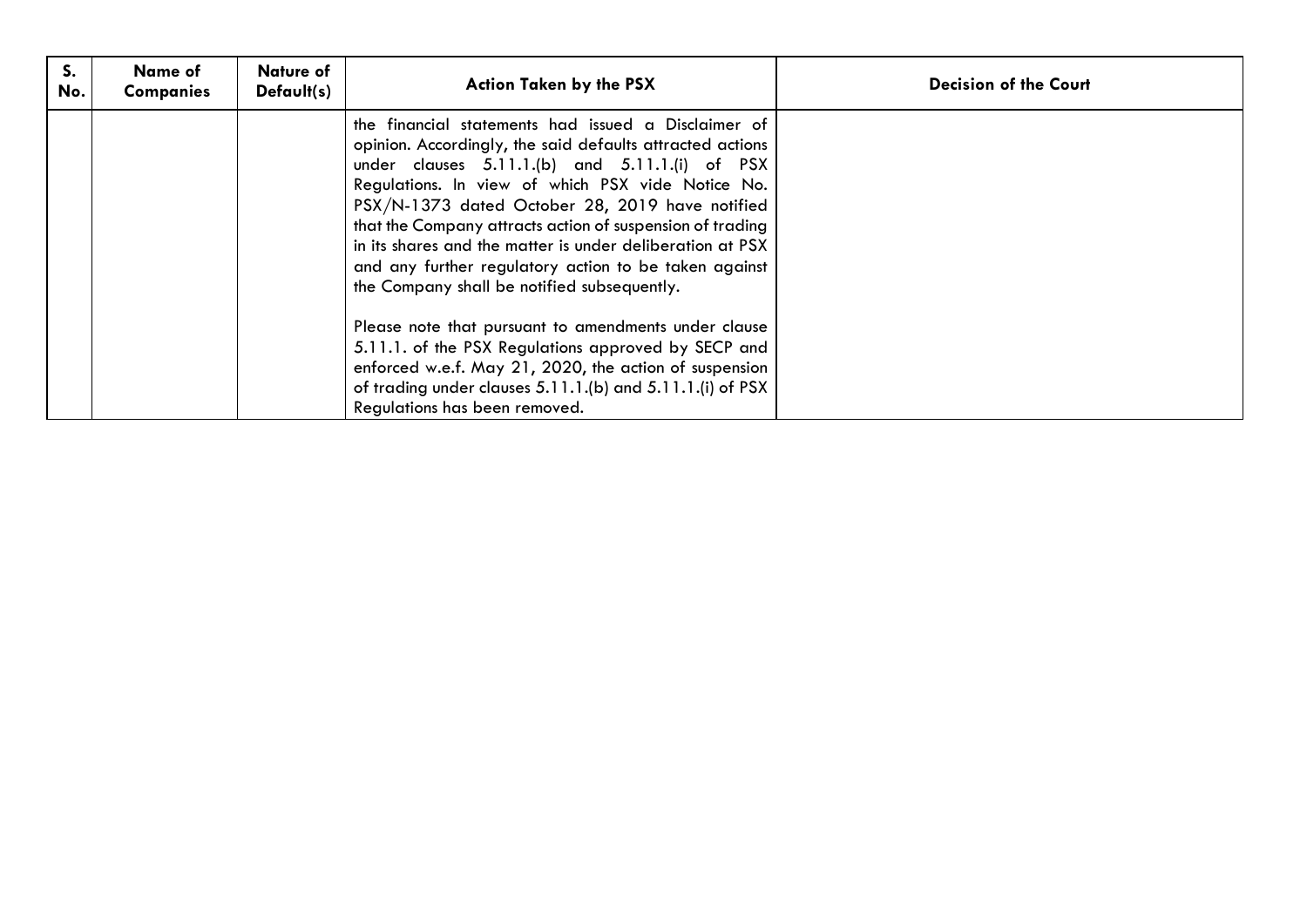| S. No. | Name of Companies | Nature of Default(s) | Action Taken by the PSX | Decision of the Court |
|---|---|---|---|---|
| | | | the financial statements had issued a Disclaimer of opinion. Accordingly, the said defaults attracted actions under clauses 5.11.1.(b) and 5.11.1.(i) of PSX Regulations. In view of which PSX vide Notice No. PSX/N-1373 dated October 28, 2019 have notified that the Company attracts action of suspension of trading in its shares and the matter is under deliberation at PSX and any further regulatory action to be taken against the Company shall be notified subsequently.<br><br>Please note that pursuant to amendments under clause 5.11.1. of the PSX Regulations approved by SECP and enforced w.e.f. May 21, 2020, the action of suspension of trading under clauses 5.11.1.(b) and 5.11.1.(i) of PSX Regulations has been removed. | |